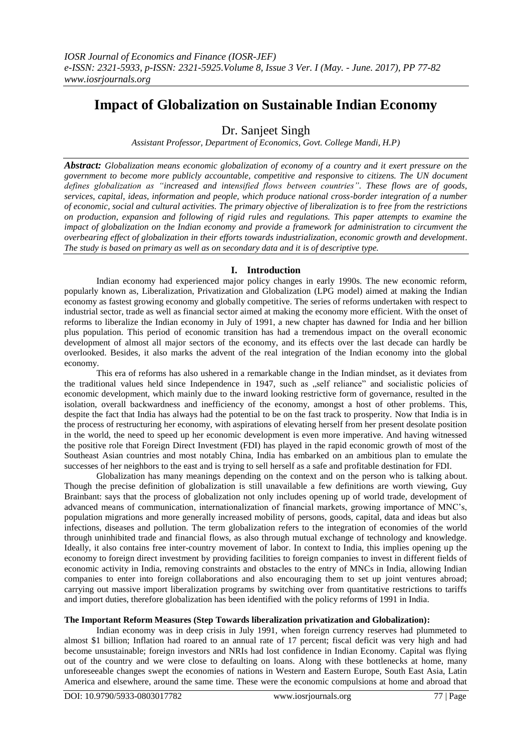# Impact of Globalization on Sustainable Indian Economy

Dr. Sanjeet Singh

*Assistant Professor, Department of Economics, Govt. College Mandi, H.P)*

***Abstract:*** *Globalization means economic globalization of economy of a country and it exert pressure on the government to become more publicly accountable, competitive and responsive to citizens. The UN document defines globalization as "increased and intensified flows between countries". These flows are of goods, services, capital, ideas, information and people, which produce national cross-border integration of a number of economic, social and cultural activities. The primary objective of liberalization is to free from the restrictions on production, expansion and following of rigid rules and regulations. This paper attempts to examine the impact of globalization on the Indian economy and provide a framework for administration to circumvent the overbearing effect of globalization in their efforts towards industrialization, economic growth and development. The study is based on primary as well as on secondary data and it is of descriptive type.*

## I. Introduction

Indian economy had experienced major policy changes in early 1990s. The new economic reform, popularly known as, Liberalization, Privatization and Globalization (LPG model) aimed at making the Indian economy as fastest growing economy and globally competitive. The series of reforms undertaken with respect to industrial sector, trade as well as financial sector aimed at making the economy more efficient. With the onset of reforms to liberalize the Indian economy in July of 1991, a new chapter has dawned for India and her billion plus population. This period of economic transition has had a tremendous impact on the overall economic development of almost all major sectors of the economy, and its effects over the last decade can hardly be overlooked. Besides, it also marks the advent of the real integration of the Indian economy into the global economy.

This era of reforms has also ushered in a remarkable change in the Indian mindset, as it deviates from the traditional values held since Independence in 1947, such as „self reliance" and socialistic policies of economic development, which mainly due to the inward looking restrictive form of governance, resulted in the isolation, overall backwardness and inefficiency of the economy, amongst a host of other problems. This, despite the fact that India has always had the potential to be on the fast track to prosperity. Now that India is in the process of restructuring her economy, with aspirations of elevating herself from her present desolate position in the world, the need to speed up her economic development is even more imperative. And having witnessed the positive role that Foreign Direct Investment (FDI) has played in the rapid economic growth of most of the Southeast Asian countries and most notably China, India has embarked on an ambitious plan to emulate the successes of her neighbors to the east and is trying to sell herself as a safe and profitable destination for FDI.

Globalization has many meanings depending on the context and on the person who is talking about. Though the precise definition of globalization is still unavailable a few definitions are worth viewing, Guy Brainbant: says that the process of globalization not only includes opening up of world trade, development of advanced means of communication, internationalization of financial markets, growing importance of MNC's, population migrations and more generally increased mobility of persons, goods, capital, data and ideas but also infections, diseases and pollution. The term globalization refers to the integration of economies of the world through uninhibited trade and financial flows, as also through mutual exchange of technology and knowledge. Ideally, it also contains free inter-country movement of labor. In context to India, this implies opening up the economy to foreign direct investment by providing facilities to foreign companies to invest in different fields of economic activity in India, removing constraints and obstacles to the entry of MNCs in India, allowing Indian companies to enter into foreign collaborations and also encouraging them to set up joint ventures abroad; carrying out massive import liberalization programs by switching over from quantitative restrictions to tariffs and import duties, therefore globalization has been identified with the policy reforms of 1991 in India.

**The Important Reform Measures (Step Towards liberalization privatization and Globalization):**

Indian economy was in deep crisis in July 1991, when foreign currency reserves had plummeted to almost $1 billion; Inflation had roared to an annual rate of 17 percent; fiscal deficit was very high and had become unsustainable; foreign investors and NRIs had lost confidence in Indian Economy. Capital was flying out of the country and we were close to defaulting on loans. Along with these bottlenecks at home, many unforeseeable changes swept the economies of nations in Western and Eastern Europe, South East Asia, Latin America and elsewhere, around the same time. These were the economic compulsions at home and abroad that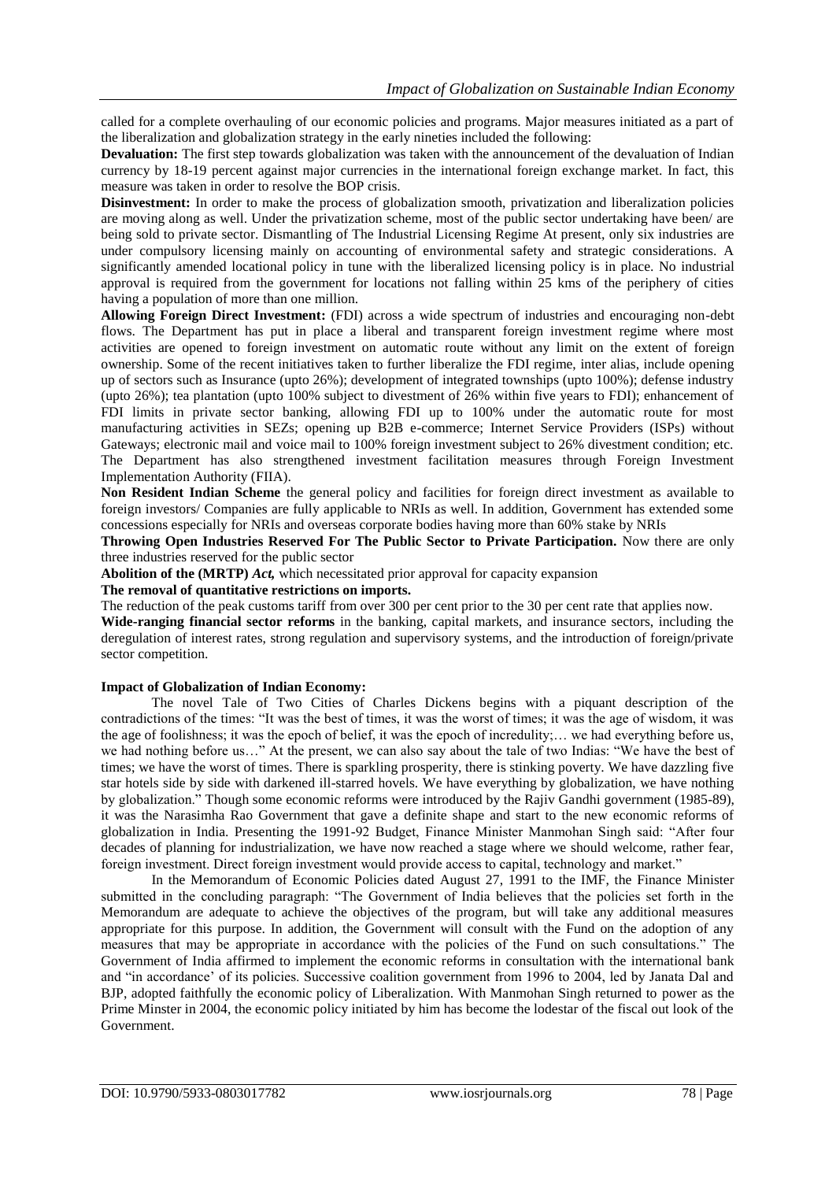called for a complete overhauling of our economic policies and programs. Major measures initiated as a part of the liberalization and globalization strategy in the early nineties included the following:

**Devaluation:** The first step towards globalization was taken with the announcement of the devaluation of Indian currency by 18-19 percent against major currencies in the international foreign exchange market. In fact, this measure was taken in order to resolve the BOP crisis.

**Disinvestment:** In order to make the process of globalization smooth, privatization and liberalization policies are moving along as well. Under the privatization scheme, most of the public sector undertaking have been/ are being sold to private sector. Dismantling of The Industrial Licensing Regime At present, only six industries are under compulsory licensing mainly on accounting of environmental safety and strategic considerations. A significantly amended locational policy in tune with the liberalized licensing policy is in place. No industrial approval is required from the government for locations not falling within 25 kms of the periphery of cities having a population of more than one million.

**Allowing Foreign Direct Investment:** (FDI) across a wide spectrum of industries and encouraging non-debt flows. The Department has put in place a liberal and transparent foreign investment regime where most activities are opened to foreign investment on automatic route without any limit on the extent of foreign ownership. Some of the recent initiatives taken to further liberalize the FDI regime, inter alias, include opening up of sectors such as Insurance (upto 26%); development of integrated townships (upto 100%); defense industry (upto 26%); tea plantation (upto 100% subject to divestment of 26% within five years to FDI); enhancement of FDI limits in private sector banking, allowing FDI up to 100% under the automatic route for most manufacturing activities in SEZs; opening up B2B e-commerce; Internet Service Providers (ISPs) without Gateways; electronic mail and voice mail to 100% foreign investment subject to 26% divestment condition; etc. The Department has also strengthened investment facilitation measures through Foreign Investment Implementation Authority (FIIA).

**Non Resident Indian Scheme** the general policy and facilities for foreign direct investment as available to foreign investors/ Companies are fully applicable to NRIs as well. In addition, Government has extended some concessions especially for NRIs and overseas corporate bodies having more than 60% stake by NRIs

**Throwing Open Industries Reserved For The Public Sector to Private Participation.** Now there are only three industries reserved for the public sector

**Abolition of the (MRTP) *Act,*** which necessitated prior approval for capacity expansion

**The removal of quantitative restrictions on imports.**

The reduction of the peak customs tariff from over 300 per cent prior to the 30 per cent rate that applies now.

**Wide-ranging financial sector reforms** in the banking, capital markets, and insurance sectors, including the deregulation of interest rates, strong regulation and supervisory systems, and the introduction of foreign/private sector competition.

**Impact of Globalization of Indian Economy:**

The novel Tale of Two Cities of Charles Dickens begins with a piquant description of the contradictions of the times: "It was the best of times, it was the worst of times; it was the age of wisdom, it was the age of foolishness; it was the epoch of belief, it was the epoch of incredulity;… we had everything before us, we had nothing before us…" At the present, we can also say about the tale of two Indias: "We have the best of times; we have the worst of times. There is sparkling prosperity, there is stinking poverty. We have dazzling five star hotels side by side with darkened ill-starred hovels. We have everything by globalization, we have nothing by globalization." Though some economic reforms were introduced by the Rajiv Gandhi government (1985-89), it was the Narasimha Rao Government that gave a definite shape and start to the new economic reforms of globalization in India. Presenting the 1991-92 Budget, Finance Minister Manmohan Singh said: "After four decades of planning for industrialization, we have now reached a stage where we should welcome, rather fear, foreign investment. Direct foreign investment would provide access to capital, technology and market."

In the Memorandum of Economic Policies dated August 27, 1991 to the IMF, the Finance Minister submitted in the concluding paragraph: "The Government of India believes that the policies set forth in the Memorandum are adequate to achieve the objectives of the program, but will take any additional measures appropriate for this purpose. In addition, the Government will consult with the Fund on the adoption of any measures that may be appropriate in accordance with the policies of the Fund on such consultations." The Government of India affirmed to implement the economic reforms in consultation with the international bank and "in accordance' of its policies. Successive coalition government from 1996 to 2004, led by Janata Dal and BJP, adopted faithfully the economic policy of Liberalization. With Manmohan Singh returned to power as the Prime Minster in 2004, the economic policy initiated by him has become the lodestar of the fiscal out look of the Government.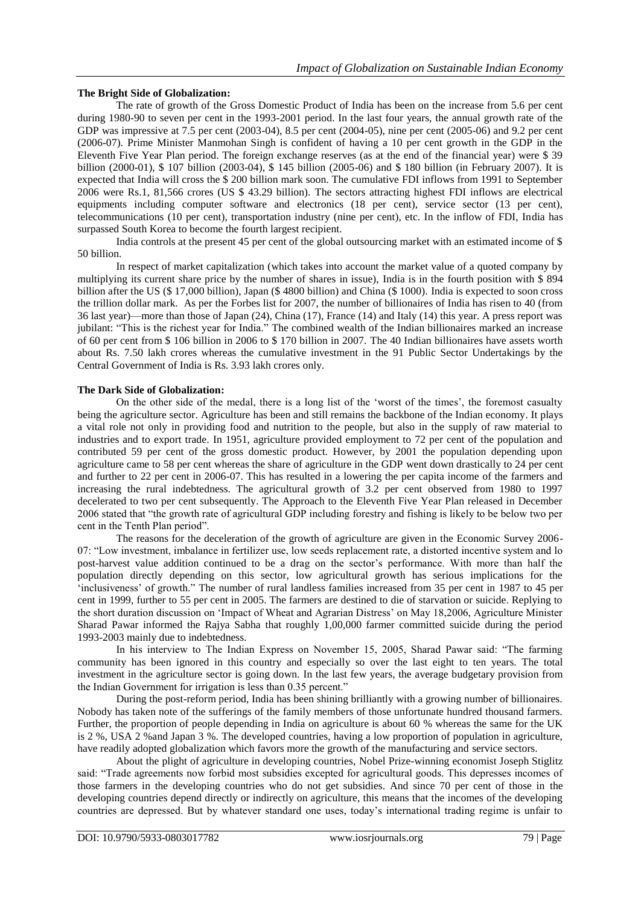**The Bright Side of Globalization:**

The rate of growth of the Gross Domestic Product of India has been on the increase from 5.6 per cent during 1980-90 to seven per cent in the 1993-2001 period. In the last four years, the annual growth rate of the GDP was impressive at 7.5 per cent (2003-04), 8.5 per cent (2004-05), nine per cent (2005-06) and 9.2 per cent (2006-07). Prime Minister Manmohan Singh is confident of having a 10 per cent growth in the GDP in the Eleventh Five Year Plan period. The foreign exchange reserves (as at the end of the financial year) were $ 39 billion (2000-01), $ 107 billion (2003-04), $ 145 billion (2005-06) and $ 180 billion (in February 2007). It is expected that India will cross the $ 200 billion mark soon. The cumulative FDI inflows from 1991 to September 2006 were Rs.1, 81,566 crores (US $ 43.29 billion). The sectors attracting highest FDI inflows are electrical equipments including computer software and electronics (18 per cent), service sector (13 per cent), telecommunications (10 per cent), transportation industry (nine per cent), etc. In the inflow of FDI, India has surpassed South Korea to become the fourth largest recipient.

India controls at the present 45 per cent of the global outsourcing market with an estimated income of $ 50 billion.

In respect of market capitalization (which takes into account the market value of a quoted company by multiplying its current share price by the number of shares in issue), India is in the fourth position with $ 894 billion after the US ($ 17,000 billion), Japan ($ 4800 billion) and China ($ 1000). India is expected to soon cross the trillion dollar mark. As per the Forbes list for 2007, the number of billionaires of India has risen to 40 (from 36 last year)—more than those of Japan (24), China (17), France (14) and Italy (14) this year. A press report was jubilant: "This is the richest year for India." The combined wealth of the Indian billionaires marked an increase of 60 per cent from $ 106 billion in 2006 to $ 170 billion in 2007. The 40 Indian billionaires have assets worth about Rs. 7.50 lakh crores whereas the cumulative investment in the 91 Public Sector Undertakings by the Central Government of India is Rs. 3.93 lakh crores only.

**The Dark Side of Globalization:**

On the other side of the medal, there is a long list of the 'worst of the times', the foremost casualty being the agriculture sector. Agriculture has been and still remains the backbone of the Indian economy. It plays a vital role not only in providing food and nutrition to the people, but also in the supply of raw material to industries and to export trade. In 1951, agriculture provided employment to 72 per cent of the population and contributed 59 per cent of the gross domestic product. However, by 2001 the population depending upon agriculture came to 58 per cent whereas the share of agriculture in the GDP went down drastically to 24 per cent and further to 22 per cent in 2006-07. This has resulted in a lowering the per capita income of the farmers and increasing the rural indebtedness. The agricultural growth of 3.2 per cent observed from 1980 to 1997 decelerated to two per cent subsequently. The Approach to the Eleventh Five Year Plan released in December 2006 stated that "the growth rate of agricultural GDP including forestry and fishing is likely to be below two per cent in the Tenth Plan period".

The reasons for the deceleration of the growth of agriculture are given in the Economic Survey 2006-07: "Low investment, imbalance in fertilizer use, low seeds replacement rate, a distorted incentive system and lo post-harvest value addition continued to be a drag on the sector's performance. With more than half the population directly depending on this sector, low agricultural growth has serious implications for the 'inclusiveness' of growth." The number of rural landless families increased from 35 per cent in 1987 to 45 per cent in 1999, further to 55 per cent in 2005. The farmers are destined to die of starvation or suicide. Replying to the short duration discussion on 'Impact of Wheat and Agrarian Distress' on May 18,2006, Agriculture Minister Sharad Pawar informed the Rajya Sabha that roughly 1,00,000 farmer committed suicide during the period 1993-2003 mainly due to indebtedness.

In his interview to The Indian Express on November 15, 2005, Sharad Pawar said: "The farming community has been ignored in this country and especially so over the last eight to ten years. The total investment in the agriculture sector is going down. In the last few years, the average budgetary provision from the Indian Government for irrigation is less than 0.35 percent."

During the post-reform period, India has been shining brilliantly with a growing number of billionaires. Nobody has taken note of the sufferings of the family members of those unfortunate hundred thousand farmers. Further, the proportion of people depending in India on agriculture is about 60 % whereas the same for the UK is 2 %, USA 2 %and Japan 3 %. The developed countries, having a low proportion of population in agriculture, have readily adopted globalization which favors more the growth of the manufacturing and service sectors.

About the plight of agriculture in developing countries, Nobel Prize-winning economist Joseph Stiglitz said: "Trade agreements now forbid most subsidies excepted for agricultural goods. This depresses incomes of those farmers in the developing countries who do not get subsidies. And since 70 per cent of those in the developing countries depend directly or indirectly on agriculture, this means that the incomes of the developing countries are depressed. But by whatever standard one uses, today's international trading regime is unfair to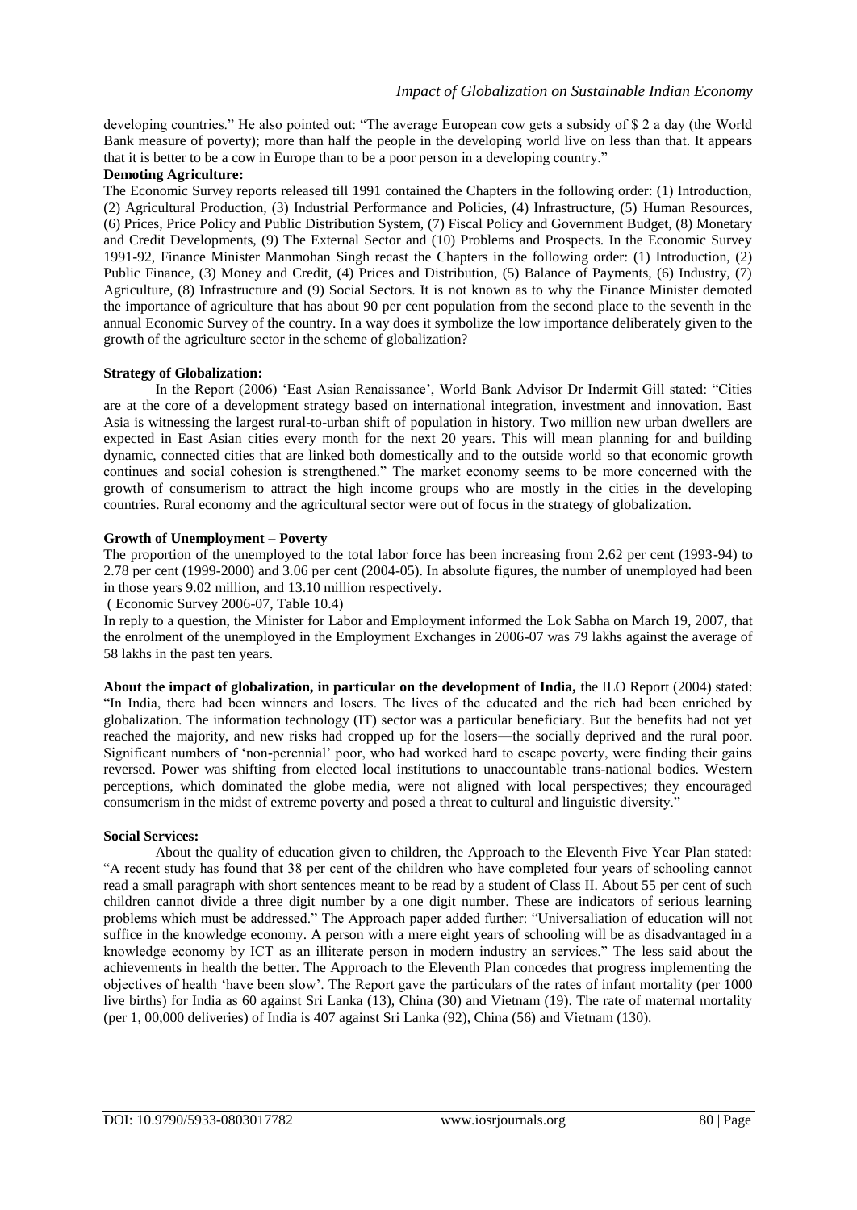developing countries." He also pointed out: "The average European cow gets a subsidy of $ 2 a day (the World Bank measure of poverty); more than half the people in the developing world live on less than that. It appears that it is better to be a cow in Europe than to be a poor person in a developing country."

**Demoting Agriculture:**

The Economic Survey reports released till 1991 contained the Chapters in the following order: (1) Introduction, (2) Agricultural Production, (3) Industrial Performance and Policies, (4) Infrastructure, (5) Human Resources, (6) Prices, Price Policy and Public Distribution System, (7) Fiscal Policy and Government Budget, (8) Monetary and Credit Developments, (9) The External Sector and (10) Problems and Prospects. In the Economic Survey 1991-92, Finance Minister Manmohan Singh recast the Chapters in the following order: (1) Introduction, (2) Public Finance, (3) Money and Credit, (4) Prices and Distribution, (5) Balance of Payments, (6) Industry, (7) Agriculture, (8) Infrastructure and (9) Social Sectors. It is not known as to why the Finance Minister demoted the importance of agriculture that has about 90 per cent population from the second place to the seventh in the annual Economic Survey of the country. In a way does it symbolize the low importance deliberately given to the growth of the agriculture sector in the scheme of globalization?

**Strategy of Globalization:**

In the Report (2006) 'East Asian Renaissance', World Bank Advisor Dr Indermit Gill stated: "Cities are at the core of a development strategy based on international integration, investment and innovation. East Asia is witnessing the largest rural-to-urban shift of population in history. Two million new urban dwellers are expected in East Asian cities every month for the next 20 years. This will mean planning for and building dynamic, connected cities that are linked both domestically and to the outside world so that economic growth continues and social cohesion is strengthened." The market economy seems to be more concerned with the growth of consumerism to attract the high income groups who are mostly in the cities in the developing countries. Rural economy and the agricultural sector were out of focus in the strategy of globalization.

**Growth of Unemployment – Poverty**

The proportion of the unemployed to the total labor force has been increasing from 2.62 per cent (1993-94) to 2.78 per cent (1999-2000) and 3.06 per cent (2004-05). In absolute figures, the number of unemployed had been in those years 9.02 million, and 13.10 million respectively.

( Economic Survey 2006-07, Table 10.4)

In reply to a question, the Minister for Labor and Employment informed the Lok Sabha on March 19, 2007, that the enrolment of the unemployed in the Employment Exchanges in 2006-07 was 79 lakhs against the average of 58 lakhs in the past ten years.

**About the impact of globalization, in particular on the development of India,** the ILO Report (2004) stated: "In India, there had been winners and losers. The lives of the educated and the rich had been enriched by globalization. The information technology (IT) sector was a particular beneficiary. But the benefits had not yet reached the majority, and new risks had cropped up for the losers—the socially deprived and the rural poor. Significant numbers of 'non-perennial' poor, who had worked hard to escape poverty, were finding their gains reversed. Power was shifting from elected local institutions to unaccountable trans-national bodies. Western perceptions, which dominated the globe media, were not aligned with local perspectives; they encouraged consumerism in the midst of extreme poverty and posed a threat to cultural and linguistic diversity."

**Social Services:**

About the quality of education given to children, the Approach to the Eleventh Five Year Plan stated: "A recent study has found that 38 per cent of the children who have completed four years of schooling cannot read a small paragraph with short sentences meant to be read by a student of Class II. About 55 per cent of such children cannot divide a three digit number by a one digit number. These are indicators of serious learning problems which must be addressed." The Approach paper added further: "Universaliation of education will not suffice in the knowledge economy. A person with a mere eight years of schooling will be as disadvantaged in a knowledge economy by ICT as an illiterate person in modern industry an services." The less said about the achievements in health the better. The Approach to the Eleventh Plan concedes that progress implementing the objectives of health 'have been slow'. The Report gave the particulars of the rates of infant mortality (per 1000 live births) for India as 60 against Sri Lanka (13), China (30) and Vietnam (19). The rate of maternal mortality (per 1, 00,000 deliveries) of India is 407 against Sri Lanka (92), China (56) and Vietnam (130).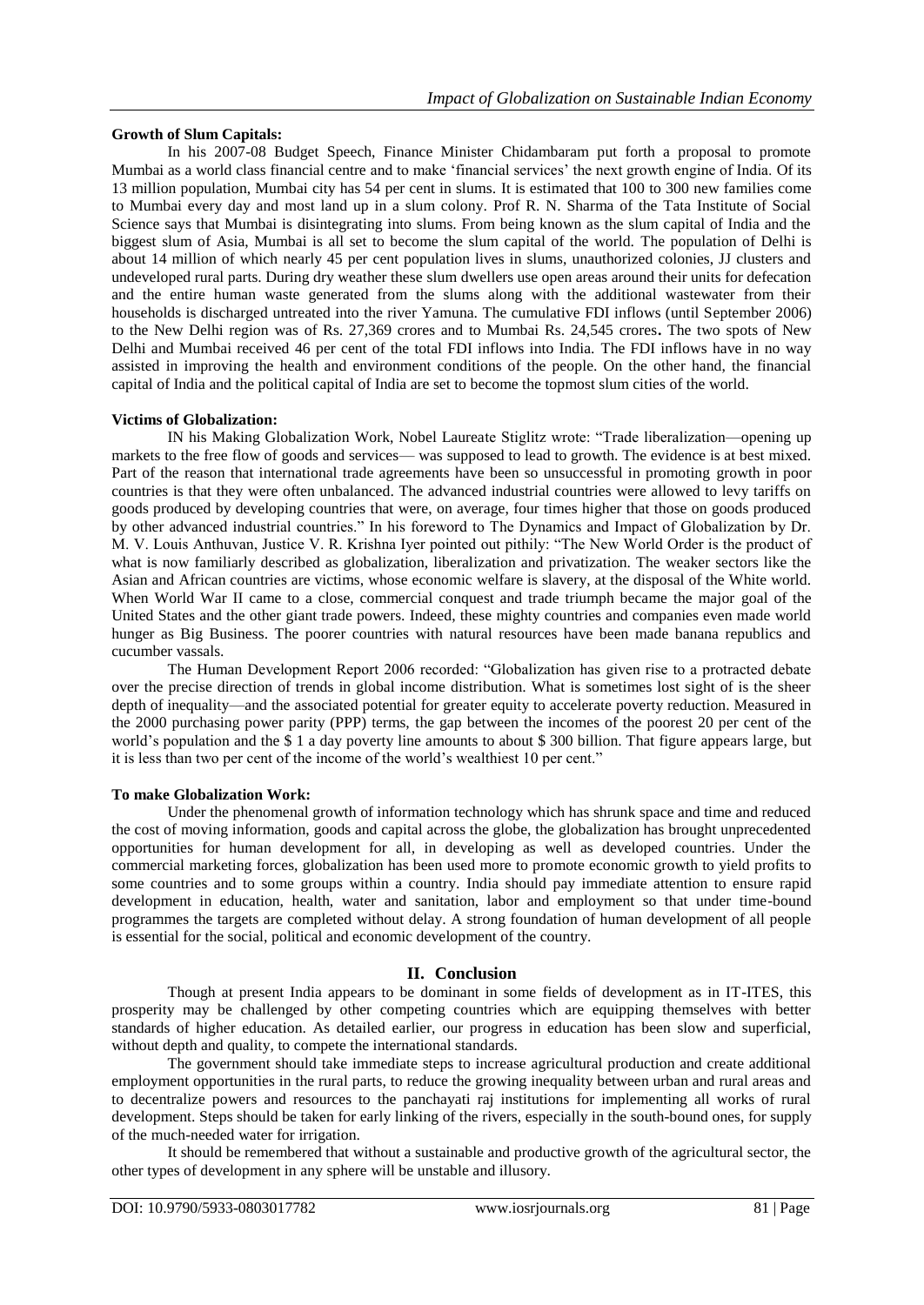**Growth of Slum Capitals:**

In his 2007-08 Budget Speech, Finance Minister Chidambaram put forth a proposal to promote Mumbai as a world class financial centre and to make 'financial services' the next growth engine of India. Of its 13 million population, Mumbai city has 54 per cent in slums. It is estimated that 100 to 300 new families come to Mumbai every day and most land up in a slum colony. Prof R. N. Sharma of the Tata Institute of Social Science says that Mumbai is disintegrating into slums. From being known as the slum capital of India and the biggest slum of Asia, Mumbai is all set to become the slum capital of the world. The population of Delhi is about 14 million of which nearly 45 per cent population lives in slums, unauthorized colonies, JJ clusters and undeveloped rural parts. During dry weather these slum dwellers use open areas around their units for defecation and the entire human waste generated from the slums along with the additional wastewater from their households is discharged untreated into the river Yamuna. The cumulative FDI inflows (until September 2006) to the New Delhi region was of Rs. 27,369 crores and to Mumbai Rs. 24,545 crores**.** The two spots of New Delhi and Mumbai received 46 per cent of the total FDI inflows into India. The FDI inflows have in no way assisted in improving the health and environment conditions of the people. On the other hand, the financial capital of India and the political capital of India are set to become the topmost slum cities of the world.

**Victims of Globalization:**

IN his Making Globalization Work, Nobel Laureate Stiglitz wrote: "Trade liberalization—opening up markets to the free flow of goods and services— was supposed to lead to growth. The evidence is at best mixed. Part of the reason that international trade agreements have been so unsuccessful in promoting growth in poor countries is that they were often unbalanced. The advanced industrial countries were allowed to levy tariffs on goods produced by developing countries that were, on average, four times higher that those on goods produced by other advanced industrial countries." In his foreword to The Dynamics and Impact of Globalization by Dr. M. V. Louis Anthuvan, Justice V. R. Krishna Iyer pointed out pithily: "The New World Order is the product of what is now familiarly described as globalization, liberalization and privatization. The weaker sectors like the Asian and African countries are victims, whose economic welfare is slavery, at the disposal of the White world. When World War II came to a close, commercial conquest and trade triumph became the major goal of the United States and the other giant trade powers. Indeed, these mighty countries and companies even made world hunger as Big Business. The poorer countries with natural resources have been made banana republics and cucumber vassals.

The Human Development Report 2006 recorded: "Globalization has given rise to a protracted debate over the precise direction of trends in global income distribution. What is sometimes lost sight of is the sheer depth of inequality—and the associated potential for greater equity to accelerate poverty reduction. Measured in the 2000 purchasing power parity (PPP) terms, the gap between the incomes of the poorest 20 per cent of the world's population and the $ 1 a day poverty line amounts to about $ 300 billion. That figure appears large, but it is less than two per cent of the income of the world's wealthiest 10 per cent."

**To make Globalization Work:**

Under the phenomenal growth of information technology which has shrunk space and time and reduced the cost of moving information, goods and capital across the globe, the globalization has brought unprecedented opportunities for human development for all, in developing as well as developed countries. Under the commercial marketing forces, globalization has been used more to promote economic growth to yield profits to some countries and to some groups within a country. India should pay immediate attention to ensure rapid development in education, health, water and sanitation, labor and employment so that under time-bound programmes the targets are completed without delay. A strong foundation of human development of all people is essential for the social, political and economic development of the country.

## II. Conclusion

Though at present India appears to be dominant in some fields of development as in IT-ITES, this prosperity may be challenged by other competing countries which are equipping themselves with better standards of higher education. As detailed earlier, our progress in education has been slow and superficial, without depth and quality, to compete the international standards.

The government should take immediate steps to increase agricultural production and create additional employment opportunities in the rural parts, to reduce the growing inequality between urban and rural areas and to decentralize powers and resources to the panchayati raj institutions for implementing all works of rural development. Steps should be taken for early linking of the rivers, especially in the south-bound ones, for supply of the much-needed water for irrigation.

It should be remembered that without a sustainable and productive growth of the agricultural sector, the other types of development in any sphere will be unstable and illusory.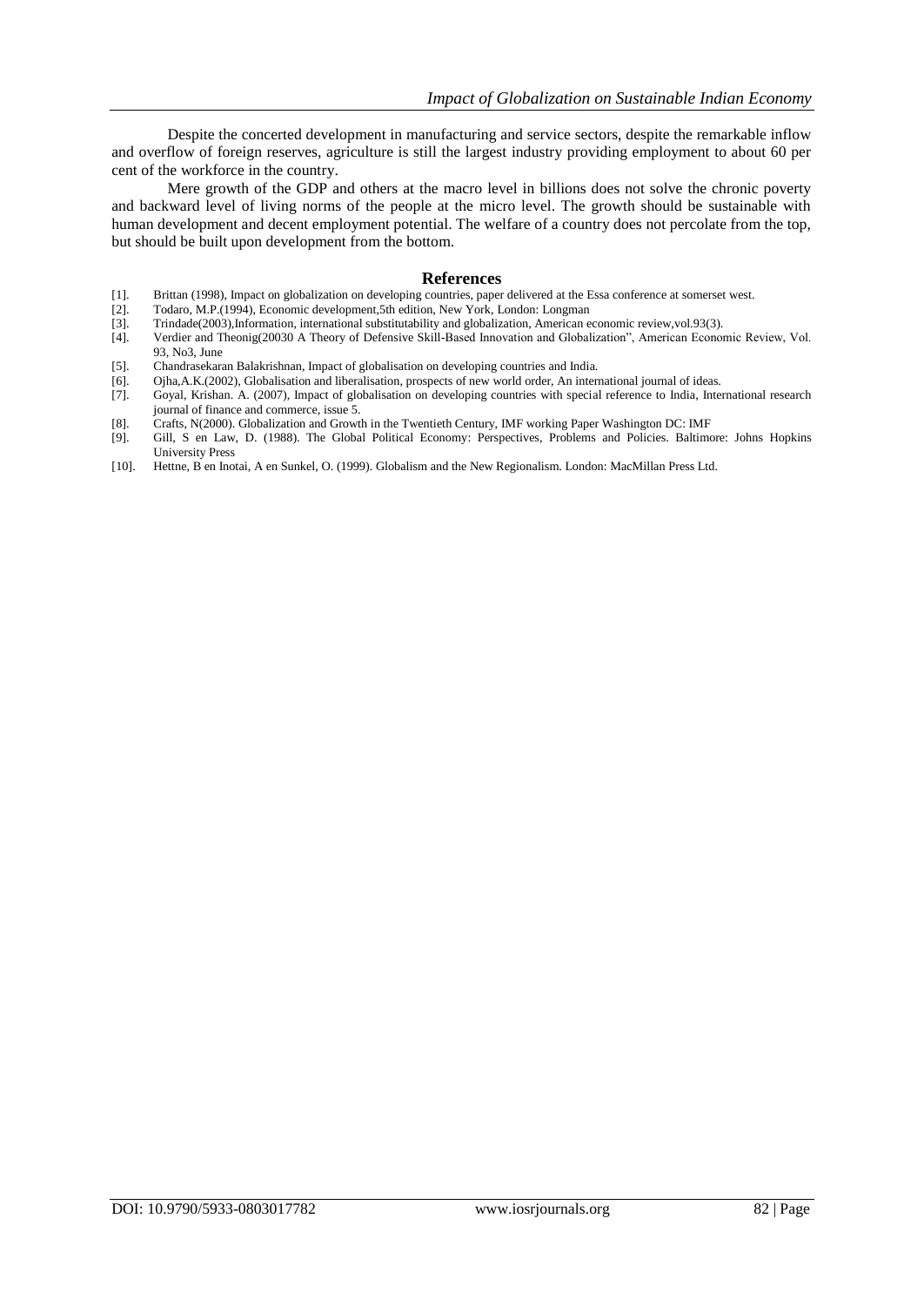Despite the concerted development in manufacturing and service sectors, despite the remarkable inflow and overflow of foreign reserves, agriculture is still the largest industry providing employment to about 60 per cent of the workforce in the country.

Mere growth of the GDP and others at the macro level in billions does not solve the chronic poverty and backward level of living norms of the people at the micro level. The growth should be sustainable with human development and decent employment potential. The welfare of a country does not percolate from the top, but should be built upon development from the bottom.

## References

[1]. Brittan (1998), Impact on globalization on developing countries, paper delivered at the Essa conference at somerset west.

[2]. Todaro, M.P.(1994), Economic development,5th edition, New York, London: Longman

[3]. Trindade(2003),Information, international substitutability and globalization, American economic review,vol.93(3).

[4]. Verdier and Theonig(20030 A Theory of Defensive Skill-Based Innovation and Globalization", American Economic Review, Vol. 93, No3, June

[5]. Chandrasekaran Balakrishnan, Impact of globalisation on developing countries and India.

[6]. Ojha,A.K.(2002), Globalisation and liberalisation, prospects of new world order, An international journal of ideas.

[7]. Goyal, Krishan. A. (2007), Impact of globalisation on developing countries with special reference to India, International research journal of finance and commerce, issue 5.

[8]. Crafts, N(2000). Globalization and Growth in the Twentieth Century, IMF working Paper Washington DC: IMF

[9]. Gill, S en Law, D. (1988). The Global Political Economy: Perspectives, Problems and Policies. Baltimore: Johns Hopkins University Press

[10]. Hettne, B en Inotai, A en Sunkel, O. (1999). Globalism and the New Regionalism. London: MacMillan Press Ltd.